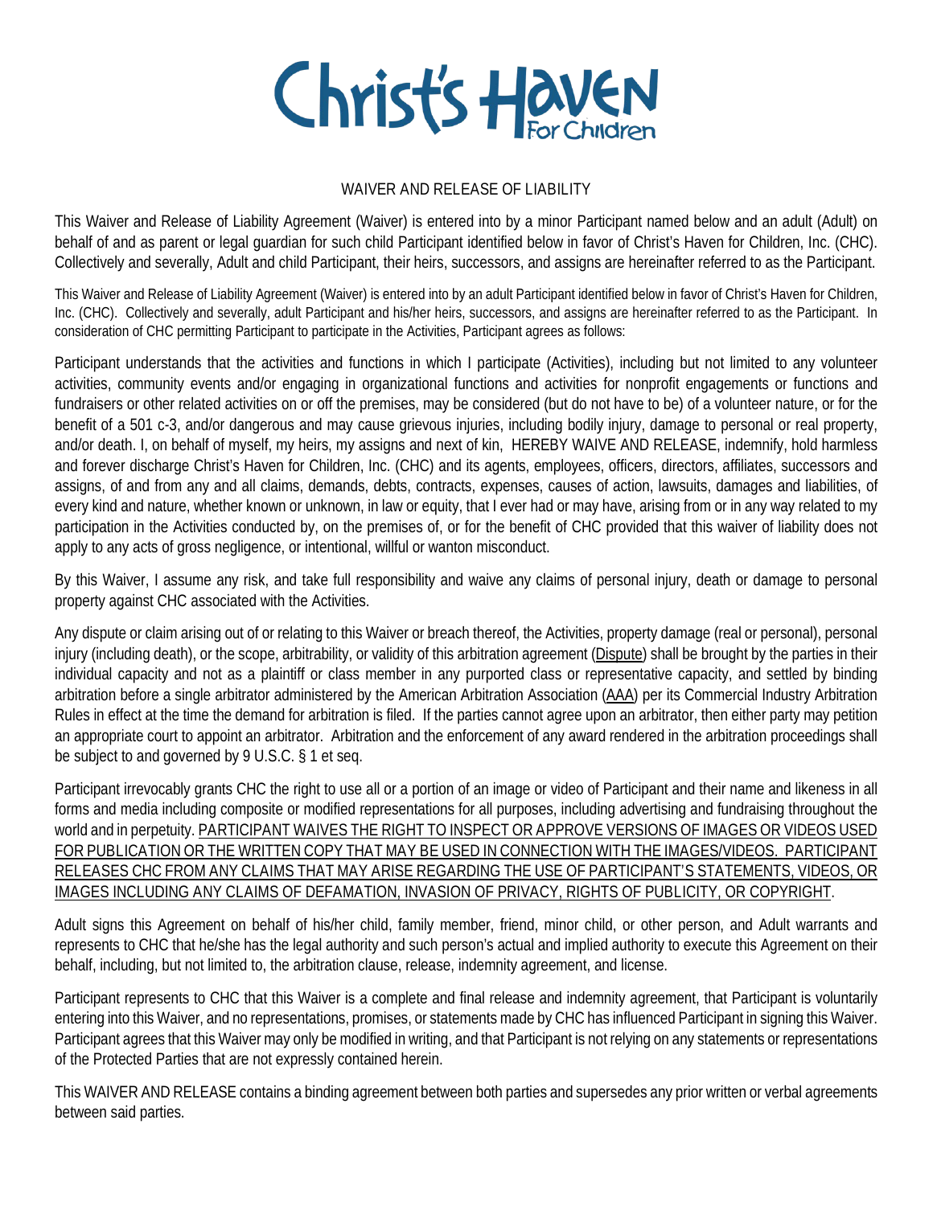# Christ's Haven For Children

WAIVER AND RELEASE OF LIABILITY

This Waiver and Release of Liability Agreement (Waiver) is entered into by a minor Participant named below and an adult (Adult) on behalf of and as parent or legal guardian for such child Participant identified below in favor of Christ's Haven for Children, Inc. (CHC). Collectively and severally, Adult and child Participant, their heirs, successors, and assigns are hereinafter referred to as the Participant.

This Waiver and Release of Liability Agreement (Waiver) is entered into by an adult Participant identified below in favor of Christ's Haven for Children, Inc. (CHC). Collectively and severally, adult Participant and his/her heirs, successors, and assigns are hereinafter referred to as the Participant. In consideration of CHC permitting Participant to participate in the Activities, Participant agrees as follows:

Participant understands that the activities and functions in which I participate (Activities), including but not limited to any volunteer activities, community events and/or engaging in organizational functions and activities for nonprofit engagements or functions and fundraisers or other related activities on or off the premises, may be considered (but do not have to be) of a volunteer nature, or for the benefit of a 501 c-3, and/or dangerous and may cause grievous injuries, including bodily injury, damage to personal or real property, and/or death. I, on behalf of myself, my heirs, my assigns and next of kin, HEREBY WAIVE AND RELEASE, indemnify, hold harmless and forever discharge Christ's Haven for Children, Inc. (CHC) and its agents, employees, officers, directors, affiliates, successors and assigns, of and from any and all claims, demands, debts, contracts, expenses, causes of action, lawsuits, damages and liabilities, of every kind and nature, whether known or unknown, in law or equity, that I ever had or may have, arising from or in any way related to my participation in the Activities conducted by, on the premises of, or for the benefit of CHC provided that this waiver of liability does not apply to any acts of gross negligence, or intentional, willful or wanton misconduct.

By this Waiver, I assume any risk, and take full responsibility and waive any claims of personal injury, death or damage to personal property against CHC associated with the Activities.

Any dispute or claim arising out of or relating to this Waiver or breach thereof, the Activities, property damage (real or personal), personal injury (including death), or the scope, arbitrability, or validity of this arbitration agreement (<u>Dispute</u>) shall be brought by the parties in their individual capacity and not as a plaintiff or class member in any purported class or representative capacity, and settled by binding arbitration before a single arbitrator administered by the American Arbitration Association (<u>AAA</u>) per its Commercial Industry Arbitration Rules in effect at the time the demand for arbitration is filed. If the parties cannot agree upon an arbitrator, then either party may petition an appropriate court to appoint an arbitrator. Arbitration and the enforcement of any award rendered in the arbitration proceedings shall be subject to and governed by 9 U.S.C. § 1 et seq.

Participant irrevocably grants CHC the right to use all or a portion of an image or video of Participant and their name and likeness in all forms and media including composite or modified representations for all purposes, including advertising and fundraising throughout the world and in perpetuity. <u>PARTICIPANT WAIVES THE RIGHT TO INSPECT OR APPROVE VERSIONS OF IMAGES OR VIDEOS USED FOR PUBLICATION OR THE WRITTEN COPY THAT MAY BE USED IN CONNECTION WITH THE IMAGES/VIDEOS. PARTICIPANT RELEASES CHC FROM ANY CLAIMS THAT MAY ARISE REGARDING THE USE OF PARTICIPANT'S STATEMENTS, VIDEOS, OR IMAGES INCLUDING ANY CLAIMS OF DEFAMATION, INVASION OF PRIVACY, RIGHTS OF PUBLICITY, OR COPYRIGHT</u>.

Adult signs this Agreement on behalf of his/her child, family member, friend, minor child, or other person, and Adult warrants and represents to CHC that he/she has the legal authority and such person's actual and implied authority to execute this Agreement on their behalf, including, but not limited to, the arbitration clause, release, indemnity agreement, and license.

Participant represents to CHC that this Waiver is a complete and final release and indemnity agreement, that Participant is voluntarily entering into this Waiver, and no representations, promises, or statements made by CHC has influenced Participant in signing this Waiver. Participant agrees that this Waiver may only be modified in writing, and that Participant is not relying on any statements or representations of the Protected Parties that are not expressly contained herein.

This WAIVER AND RELEASE contains a binding agreement between both parties and supersedes any prior written or verbal agreements between said parties.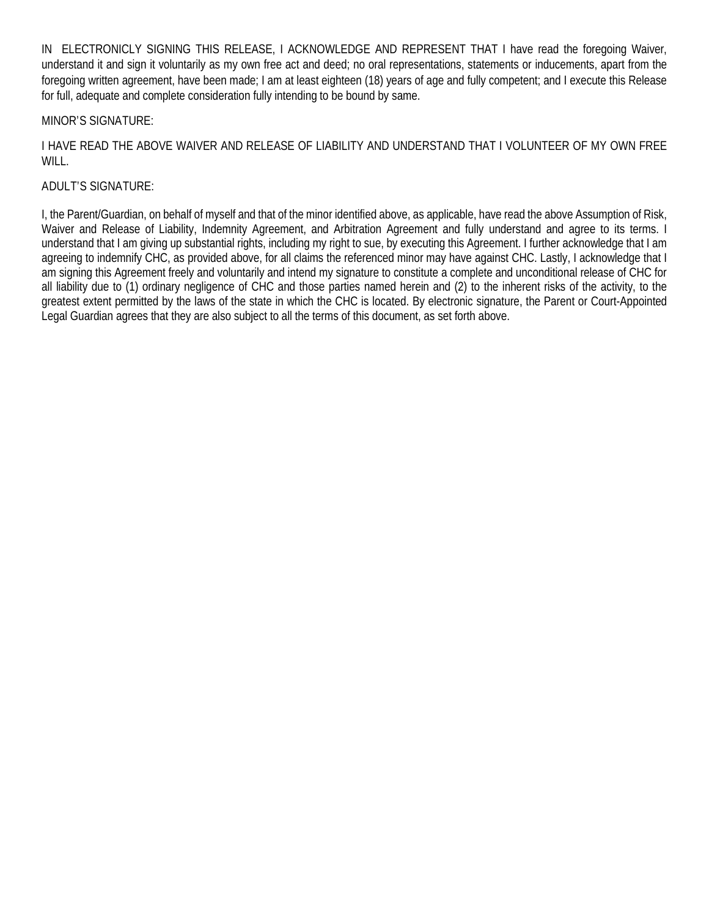IN ELECTRONICLY SIGNING THIS RELEASE, I ACKNOWLEDGE AND REPRESENT THAT I have read the foregoing Waiver, understand it and sign it voluntarily as my own free act and deed; no oral representations, statements or inducements, apart from the foregoing written agreement, have been made; I am at least eighteen (18) years of age and fully competent; and I execute this Release for full, adequate and complete consideration fully intending to be bound by same.

MINOR'S SIGNATURE:

I HAVE READ THE ABOVE WAIVER AND RELEASE OF LIABILITY AND UNDERSTAND THAT I VOLUNTEER OF MY OWN FREE WILL.

ADULT'S SIGNATURE:

I, the Parent/Guardian, on behalf of myself and that of the minor identified above, as applicable, have read the above Assumption of Risk, Waiver and Release of Liability, Indemnity Agreement, and Arbitration Agreement and fully understand and agree to its terms. I understand that I am giving up substantial rights, including my right to sue, by executing this Agreement. I further acknowledge that I am agreeing to indemnify CHC, as provided above, for all claims the referenced minor may have against CHC. Lastly, I acknowledge that I am signing this Agreement freely and voluntarily and intend my signature to constitute a complete and unconditional release of CHC for all liability due to (1) ordinary negligence of CHC and those parties named herein and (2) to the inherent risks of the activity, to the greatest extent permitted by the laws of the state in which the CHC is located. By electronic signature, the Parent or Court-Appointed Legal Guardian agrees that they are also subject to all the terms of this document, as set forth above.